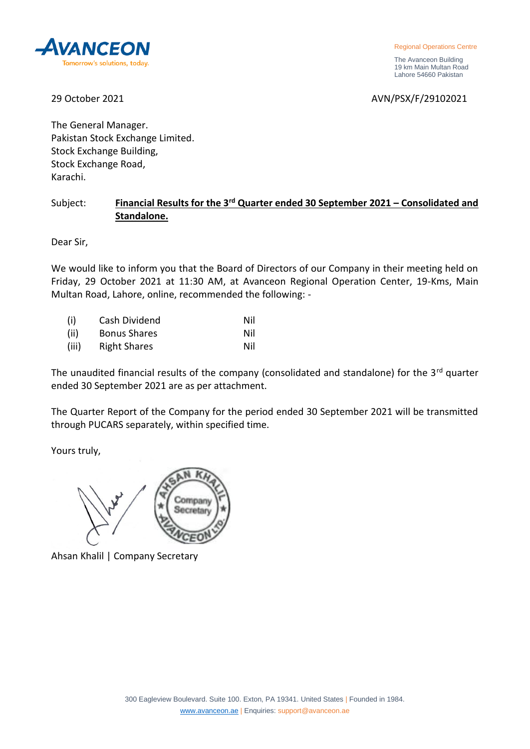AVANCEON
Tomorrow's solutions, today.

Regional Operations Centre

The Avanceon Building
19 km Main Multan Road
Lahore 54660 Pakistan

29 October 2021

AVN/PSX/F/29102021

The General Manager.
Pakistan Stock Exchange Limited.
Stock Exchange Building,
Stock Exchange Road,
Karachi.

Subject: **Financial Results for the 3rd Quarter ended 30 September 2021 – Consolidated and Standalone.**

Dear Sir,

We would like to inform you that the Board of Directors of our Company in their meeting held on Friday, 29 October 2021 at 11:30 AM, at Avanceon Regional Operation Center, 19-Kms, Main Multan Road, Lahore, online, recommended the following: -

| | | |
|---|---|---|
| (i) | Cash Dividend | Nil |
| (ii) | Bonus Shares | Nil |
| (iii) | Right Shares | Nil |

The unaudited financial results of the company (consolidated and standalone) for the 3rd quarter ended 30 September 2021 are as per attachment.

The Quarter Report of the Company for the period ended 30 September 2021 will be transmitted through PUCARS separately, within specified time.

Yours truly,

AHSAN KHALIL ★ Company Secretary ★ AVANCEON LTD.

Ahsan Khalil | Company Secretary

300 Eagleview Boulevard. Suite 100. Exton, PA 19341. United States | Founded in 1984.
www.avanceon.ae | Enquiries: support@avanceon.ae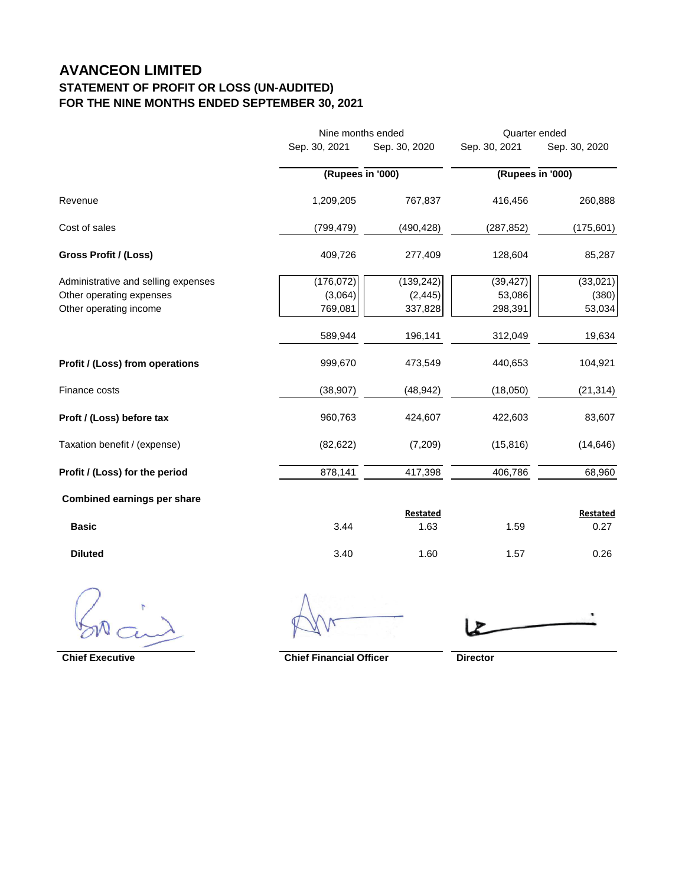# AVANCEON LIMITED

## STATEMENT OF PROFIT OR LOSS (UN-AUDITED)

## FOR THE NINE MONTHS ENDED SEPTEMBER 30, 2021

| | Nine months ended | | Quarter ended | |
|---|---|---|---|---|
| | Sep. 30, 2021 | Sep. 30, 2020 | Sep. 30, 2021 | Sep. 30, 2020 |
| | **(Rupees in '000)** | | **(Rupees in '000)** | |
| Revenue | 1,209,205 | 767,837 | 416,456 | 260,888 |
| Cost of sales | (799,479) | (490,428) | (287,852) | (175,601) |
| **Gross Profit / (Loss)** | 409,726 | 277,409 | 128,604 | 85,287 |
| Administrative and selling expenses | (176,072) | (139,242) | (39,427) | (33,021) |
| Other operating expenses | (3,064) | (2,445) | 53,086 | (380) |
| Other operating income | 769,081 | 337,828 | 298,391 | 53,034 |
| | 589,944 | 196,141 | 312,049 | 19,634 |
| **Profit / (Loss) from operations** | 999,670 | 473,549 | 440,653 | 104,921 |
| Finance costs | (38,907) | (48,942) | (18,050) | (21,314) |
| **Proft / (Loss) before tax** | 960,763 | 424,607 | 422,603 | 83,607 |
| Taxation benefit / (expense) | (82,622) | (7,209) | (15,816) | (14,646) |
| **Profit / (Loss) for the period** | 878,141 | 417,398 | 406,786 | 68,960 |
| **Combined earnings per share** | | | | |
| | | **Restated** | | **Restated** |
| **Basic** | 3.44 | 1.63 | 1.59 | 0.27 |
| **Diluted** | 3.40 | 1.60 | 1.57 | 0.26 |

**Chief Executive** | **Chief Financial Officer** | **Director**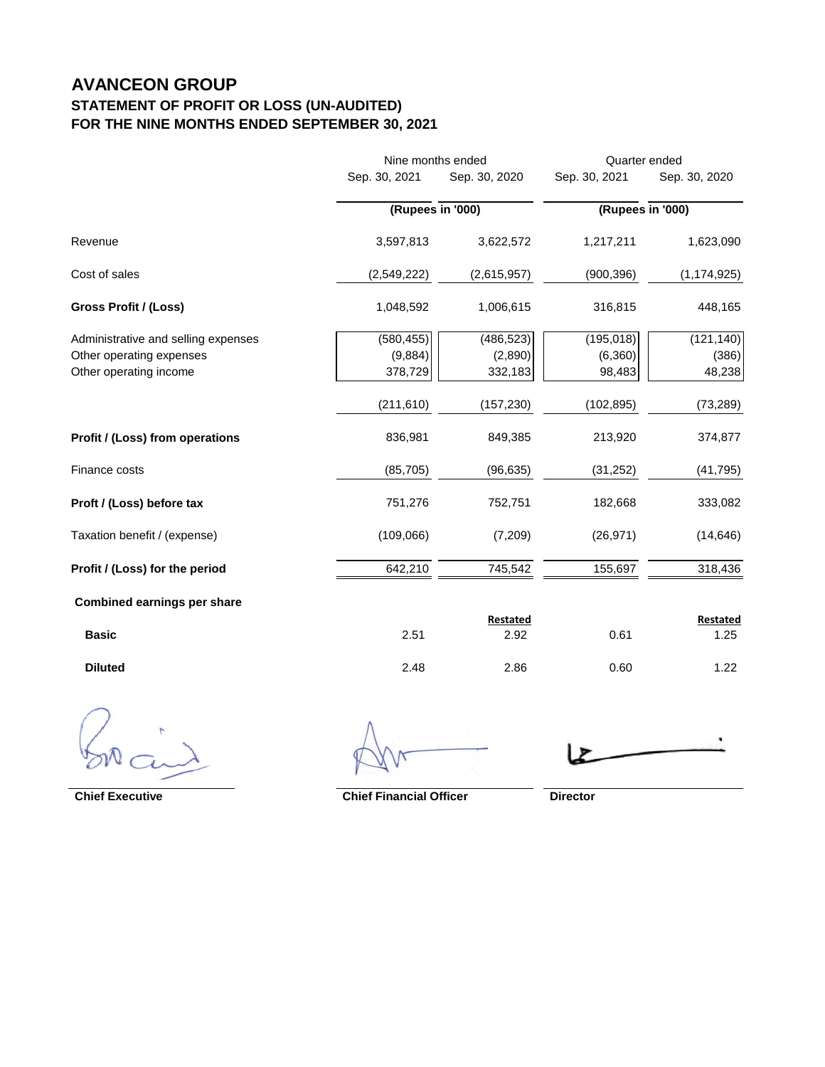# AVANCEON GROUP

## STATEMENT OF PROFIT OR LOSS (UN-AUDITED)

## FOR THE NINE MONTHS ENDED SEPTEMBER 30, 2021

| | Nine months ended | | Quarter ended | |
|---|---|---|---|---|
| | Sep. 30, 2021 | Sep. 30, 2020 | Sep. 30, 2021 | Sep. 30, 2020 |
| | **(Rupees in '000)** | | **(Rupees in '000)** | |
| Revenue | 3,597,813 | 3,622,572 | 1,217,211 | 1,623,090 |
| Cost of sales | (2,549,222) | (2,615,957) | (900,396) | (1,174,925) |
| **Gross Profit / (Loss)** | 1,048,592 | 1,006,615 | 316,815 | 448,165 |
| Administrative and selling expenses | (580,455) | (486,523) | (195,018) | (121,140) |
| Other operating expenses | (9,884) | (2,890) | (6,360) | (386) |
| Other operating income | 378,729 | 332,183 | 98,483 | 48,238 |
| | (211,610) | (157,230) | (102,895) | (73,289) |
| **Profit / (Loss) from operations** | 836,981 | 849,385 | 213,920 | 374,877 |
| Finance costs | (85,705) | (96,635) | (31,252) | (41,795) |
| **Proft / (Loss) before tax** | 751,276 | 752,751 | 182,668 | 333,082 |
| Taxation benefit / (expense) | (109,066) | (7,209) | (26,971) | (14,646) |
| **Profit / (Loss) for the period** | 642,210 | 745,542 | 155,697 | 318,436 |
| **Combined earnings per share** | | | | |
| | | **Restated** | | **Restated** |
| **Basic** | 2.51 | 2.92 | 0.61 | 1.25 |
| **Diluted** | 2.48 | 2.86 | 0.60 | 1.22 |

**Chief Executive** **Chief Financial Officer** **Director**